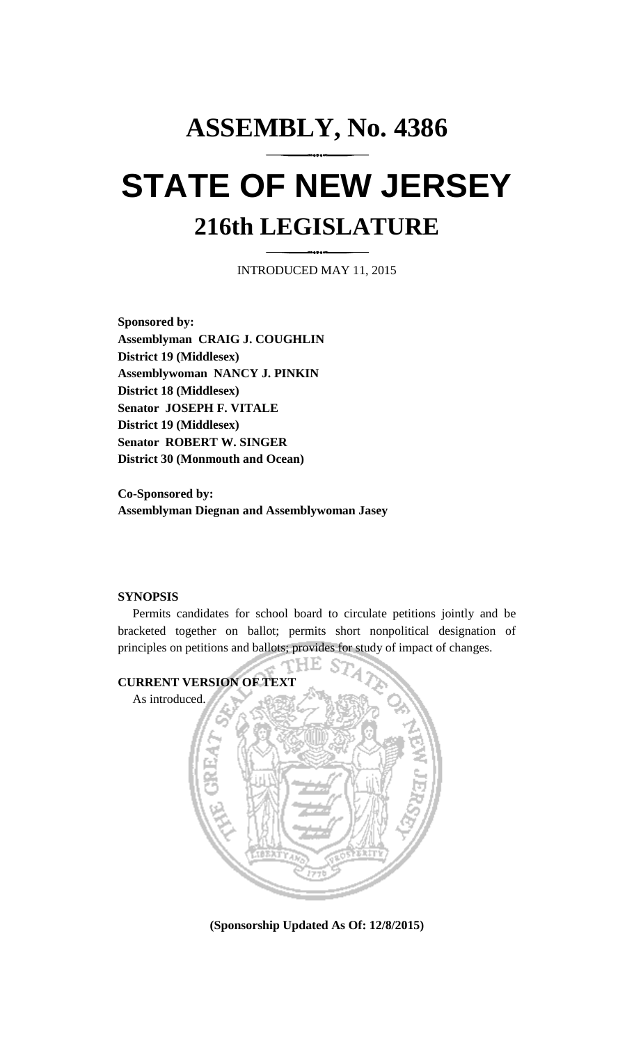# ASSEMBLY, No. 4386

# STATE OF NEW JERSEY

## 216th LEGISLATURE

INTRODUCED MAY 11, 2015

**Sponsored by:**
**Assemblyman CRAIG J. COUGHLIN**
**District 19 (Middlesex)**
**Assemblywoman NANCY J. PINKIN**
**District 18 (Middlesex)**
**Senator JOSEPH F. VITALE**
**District 19 (Middlesex)**
**Senator ROBERT W. SINGER**
**District 30 (Monmouth and Ocean)**

**Co-Sponsored by:**
**Assemblyman Diegnan and Assemblywoman Jasey**

**SYNOPSIS**

Permits candidates for school board to circulate petitions jointly and be bracketed together on ballot; permits short nonpolitical designation of principles on petitions and ballots; provides for study of impact of changes.

**CURRENT VERSION OF TEXT**

As introduced.

**(Sponsorship Updated As Of: 12/8/2015)**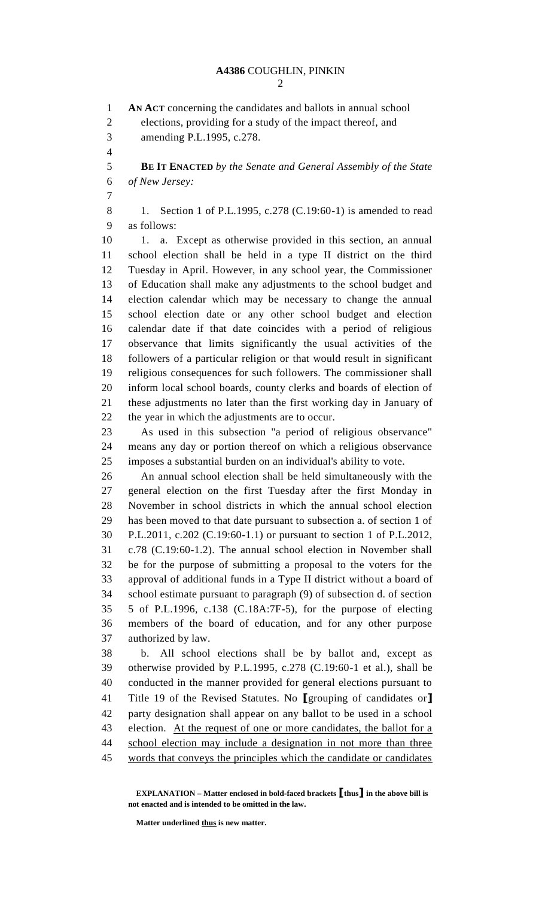**AN ACT** concerning the candidates and ballots in annual school elections, providing for a study of the impact thereof, and amending P.L.1995, c.278.

**BE IT ENACTED** *by the Senate and General Assembly of the State of New Jersey:*

1. Section 1 of P.L.1995, c.278 (C.19:60-1) is amended to read as follows:

1. a. Except as otherwise provided in this section, an annual school election shall be held in a type II district on the third Tuesday in April. However, in any school year, the Commissioner of Education shall make any adjustments to the school budget and election calendar which may be necessary to change the annual school election date or any other school budget and election calendar date if that date coincides with a period of religious observance that limits significantly the usual activities of the followers of a particular religion or that would result in significant religious consequences for such followers. The commissioner shall inform local school boards, county clerks and boards of election of these adjustments no later than the first working day in January of the year in which the adjustments are to occur.

As used in this subsection "a period of religious observance" means any day or portion thereof on which a religious observance imposes a substantial burden on an individual's ability to vote.

An annual school election shall be held simultaneously with the general election on the first Tuesday after the first Monday in November in school districts in which the annual school election has been moved to that date pursuant to subsection a. of section 1 of P.L.2011, c.202 (C.19:60-1.1) or pursuant to section 1 of P.L.2012, c.78 (C.19:60-1.2). The annual school election in November shall be for the purpose of submitting a proposal to the voters for the approval of additional funds in a Type II district without a board of school estimate pursuant to paragraph (9) of subsection d. of section 5 of P.L.1996, c.138 (C.18A:7F-5), for the purpose of electing members of the board of education, and for any other purpose authorized by law.

b. All school elections shall be by ballot and, except as otherwise provided by P.L.1995, c.278 (C.19:60-1 et al.), shall be conducted in the manner provided for general elections pursuant to Title 19 of the Revised Statutes. No **[**grouping of candidates or**]** party designation shall appear on any ballot to be used in a school election. <u>At the request of one or more candidates, the ballot for a school election may include a designation in not more than three words that conveys the principles which the candidate or candidates</u>

**EXPLANATION – Matter enclosed in bold-faced brackets [thus] in the above bill is not enacted and is intended to be omitted in the law.**

**Matter underlined <u>thus</u> is new matter.**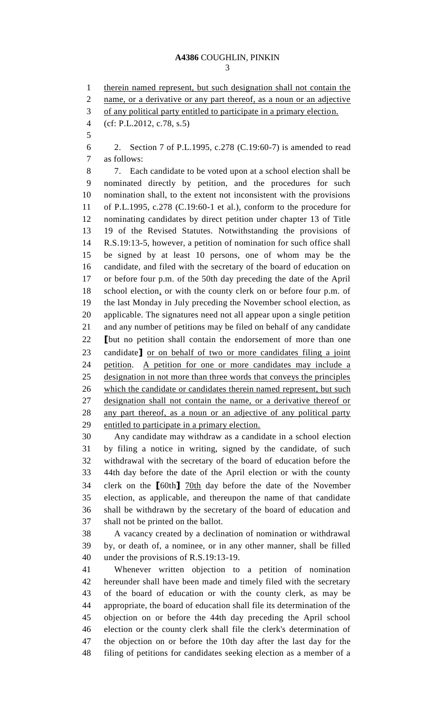therein named represent, but such designation shall not contain the name, or a derivative or any part thereof, as a noun or an adjective of any political party entitled to participate in a primary election.

(cf: P.L.2012, c.78, s.5)

2. Section 7 of P.L.1995, c.278 (C.19:60-7) is amended to read as follows:

7. Each candidate to be voted upon at a school election shall be nominated directly by petition, and the procedures for such nomination shall, to the extent not inconsistent with the provisions of P.L.1995, c.278 (C.19:60-1 et al.), conform to the procedure for nominating candidates by direct petition under chapter 13 of Title 19 of the Revised Statutes. Notwithstanding the provisions of R.S.19:13-5, however, a petition of nomination for such office shall be signed by at least 10 persons, one of whom may be the candidate, and filed with the secretary of the board of education on or before four p.m. of the 50th day preceding the date of the April school election, or with the county clerk on or before four p.m. of the last Monday in July preceding the November school election, as applicable. The signatures need not all appear upon a single petition and any number of petitions may be filed on behalf of any candidate [but no petition shall contain the endorsement of more than one candidate] or on behalf of two or more candidates filing a joint petition. A petition for one or more candidates may include a designation in not more than three words that conveys the principles which the candidate or candidates therein named represent, but such designation shall not contain the name, or a derivative thereof or any part thereof, as a noun or an adjective of any political party entitled to participate in a primary election.

Any candidate may withdraw as a candidate in a school election by filing a notice in writing, signed by the candidate, of such withdrawal with the secretary of the board of education before the 44th day before the date of the April election or with the county clerk on the [60th] 70th day before the date of the November election, as applicable, and thereupon the name of that candidate shall be withdrawn by the secretary of the board of education and shall not be printed on the ballot.

A vacancy created by a declination of nomination or withdrawal by, or death of, a nominee, or in any other manner, shall be filled under the provisions of R.S.19:13-19.

Whenever written objection to a petition of nomination hereunder shall have been made and timely filed with the secretary of the board of education or with the county clerk, as may be appropriate, the board of education shall file its determination of the objection on or before the 44th day preceding the April school election or the county clerk shall file the clerk's determination of the objection on or before the 10th day after the last day for the filing of petitions for candidates seeking election as a member of a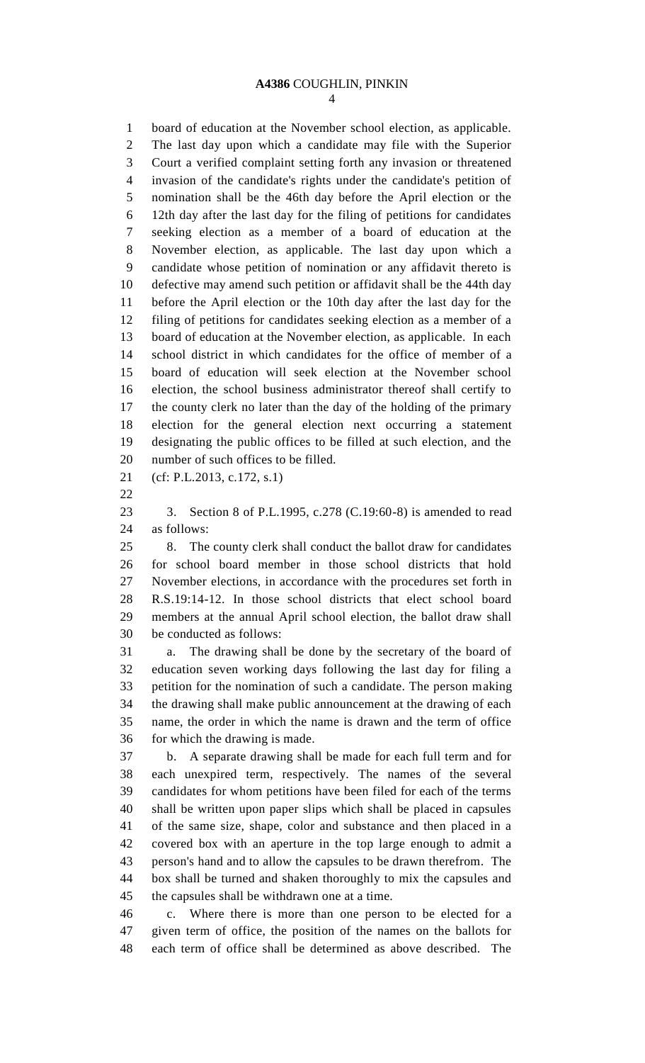board of education at the November school election, as applicable. The last day upon which a candidate may file with the Superior Court a verified complaint setting forth any invasion or threatened invasion of the candidate's rights under the candidate's petition of nomination shall be the 46th day before the April election or the 12th day after the last day for the filing of petitions for candidates seeking election as a member of a board of education at the November election, as applicable. The last day upon which a candidate whose petition of nomination or any affidavit thereto is defective may amend such petition or affidavit shall be the 44th day before the April election or the 10th day after the last day for the filing of petitions for candidates seeking election as a member of a board of education at the November election, as applicable. In each school district in which candidates for the office of member of a board of education will seek election at the November school election, the school business administrator thereof shall certify to the county clerk no later than the day of the holding of the primary election for the general election next occurring a statement designating the public offices to be filled at such election, and the number of such offices to be filled.

(cf: P.L.2013, c.172, s.1)

3. Section 8 of P.L.1995, c.278 (C.19:60-8) is amended to read as follows:

8. The county clerk shall conduct the ballot draw for candidates for school board member in those school districts that hold November elections, in accordance with the procedures set forth in R.S.19:14-12. In those school districts that elect school board members at the annual April school election, the ballot draw shall be conducted as follows:

a. The drawing shall be done by the secretary of the board of education seven working days following the last day for filing a petition for the nomination of such a candidate. The person making the drawing shall make public announcement at the drawing of each name, the order in which the name is drawn and the term of office for which the drawing is made.

b. A separate drawing shall be made for each full term and for each unexpired term, respectively. The names of the several candidates for whom petitions have been filed for each of the terms shall be written upon paper slips which shall be placed in capsules of the same size, shape, color and substance and then placed in a covered box with an aperture in the top large enough to admit a person's hand and to allow the capsules to be drawn therefrom. The box shall be turned and shaken thoroughly to mix the capsules and the capsules shall be withdrawn one at a time.

c. Where there is more than one person to be elected for a given term of office, the position of the names on the ballots for each term of office shall be determined as above described. The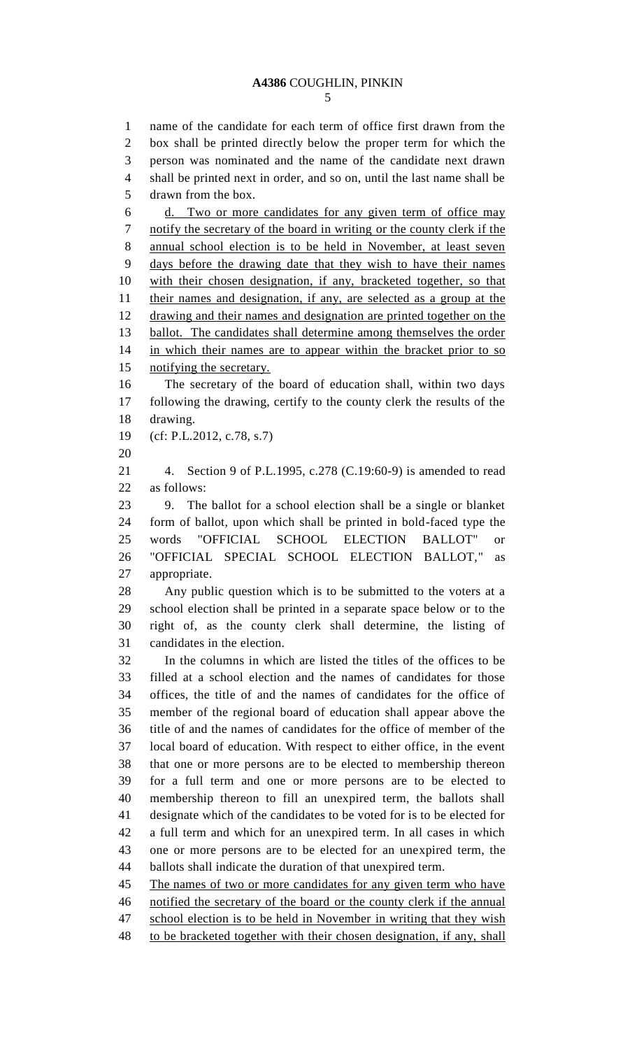name of the candidate for each term of office first drawn from the box shall be printed directly below the proper term for which the person was nominated and the name of the candidate next drawn shall be printed next in order, and so on, until the last name shall be drawn from the box.

d. Two or more candidates for any given term of office may notify the secretary of the board in writing or the county clerk if the annual school election is to be held in November, at least seven days before the drawing date that they wish to have their names with their chosen designation, if any, bracketed together, so that their names and designation, if any, are selected as a group at the drawing and their names and designation are printed together on the ballot. The candidates shall determine among themselves the order in which their names are to appear within the bracket prior to so notifying the secretary.

The secretary of the board of education shall, within two days following the drawing, certify to the county clerk the results of the drawing.

(cf: P.L.2012, c.78, s.7)

4. Section 9 of P.L.1995, c.278 (C.19:60-9) is amended to read as follows:

9. The ballot for a school election shall be a single or blanket form of ballot, upon which shall be printed in bold-faced type the words "OFFICIAL SCHOOL ELECTION BALLOT" or "OFFICIAL SPECIAL SCHOOL ELECTION BALLOT," as appropriate.

Any public question which is to be submitted to the voters at a school election shall be printed in a separate space below or to the right of, as the county clerk shall determine, the listing of candidates in the election.

In the columns in which are listed the titles of the offices to be filled at a school election and the names of candidates for those offices, the title of and the names of candidates for the office of member of the regional board of education shall appear above the title of and the names of candidates for the office of member of the local board of education. With respect to either office, in the event that one or more persons are to be elected to membership thereon for a full term and one or more persons are to be elected to membership thereon to fill an unexpired term, the ballots shall designate which of the candidates to be voted for is to be elected for a full term and which for an unexpired term. In all cases in which one or more persons are to be elected for an unexpired term, the ballots shall indicate the duration of that unexpired term.

The names of two or more candidates for any given term who have notified the secretary of the board or the county clerk if the annual school election is to be held in November in writing that they wish to be bracketed together with their chosen designation, if any, shall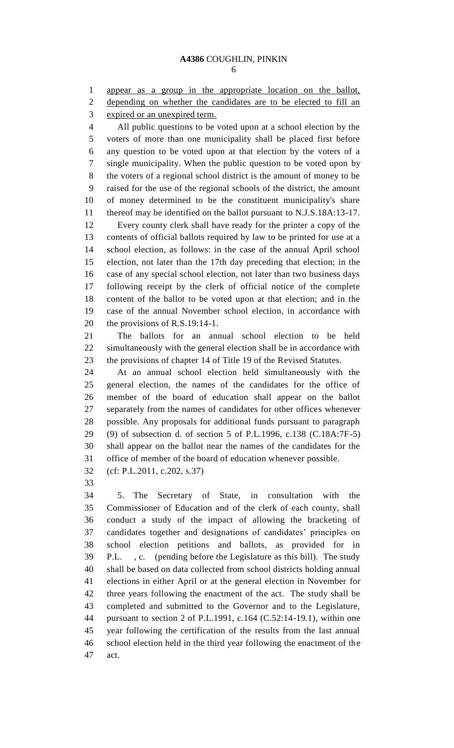appear as a group in the appropriate location on the ballot, depending on whether the candidates are to be elected to fill an expired or an unexpired term.

All public questions to be voted upon at a school election by the voters of more than one municipality shall be placed first before any question to be voted upon at that election by the voters of a single municipality. When the public question to be voted upon by the voters of a regional school district is the amount of money to be raised for the use of the regional schools of the district, the amount of money determined to be the constituent municipality's share thereof may be identified on the ballot pursuant to N.J.S.18A:13-17.

Every county clerk shall have ready for the printer a copy of the contents of official ballots required by law to be printed for use at a school election, as follows: in the case of the annual April school election, not later than the 17th day preceding that election; in the case of any special school election, not later than two business days following receipt by the clerk of official notice of the complete content of the ballot to be voted upon at that election; and in the case of the annual November school election, in accordance with the provisions of R.S.19:14-1.

The ballots for an annual school election to be held simultaneously with the general election shall be in accordance with the provisions of chapter 14 of Title 19 of the Revised Statutes.

At an annual school election held simultaneously with the general election, the names of the candidates for the office of member of the board of education shall appear on the ballot separately from the names of candidates for other offices whenever possible. Any proposals for additional funds pursuant to paragraph (9) of subsection d. of section 5 of P.L.1996, c.138 (C.18A:7F-5) shall appear on the ballot near the names of the candidates for the office of member of the board of education whenever possible.

(cf: P.L.2011, c.202, s.37)

5. The Secretary of State, in consultation with the Commissioner of Education and of the clerk of each county, shall conduct a study of the impact of allowing the bracketing of candidates together and designations of candidates' principles on school election petitions and ballots, as provided for in P.L. , c. (pending before the Legislature as this bill). The study shall be based on data collected from school districts holding annual elections in either April or at the general election in November for three years following the enactment of the act. The study shall be completed and submitted to the Governor and to the Legislature, pursuant to section 2 of P.L.1991, c.164 (C.52:14-19.1), within one year following the certification of the results from the last annual school election held in the third year following the enactment of the act.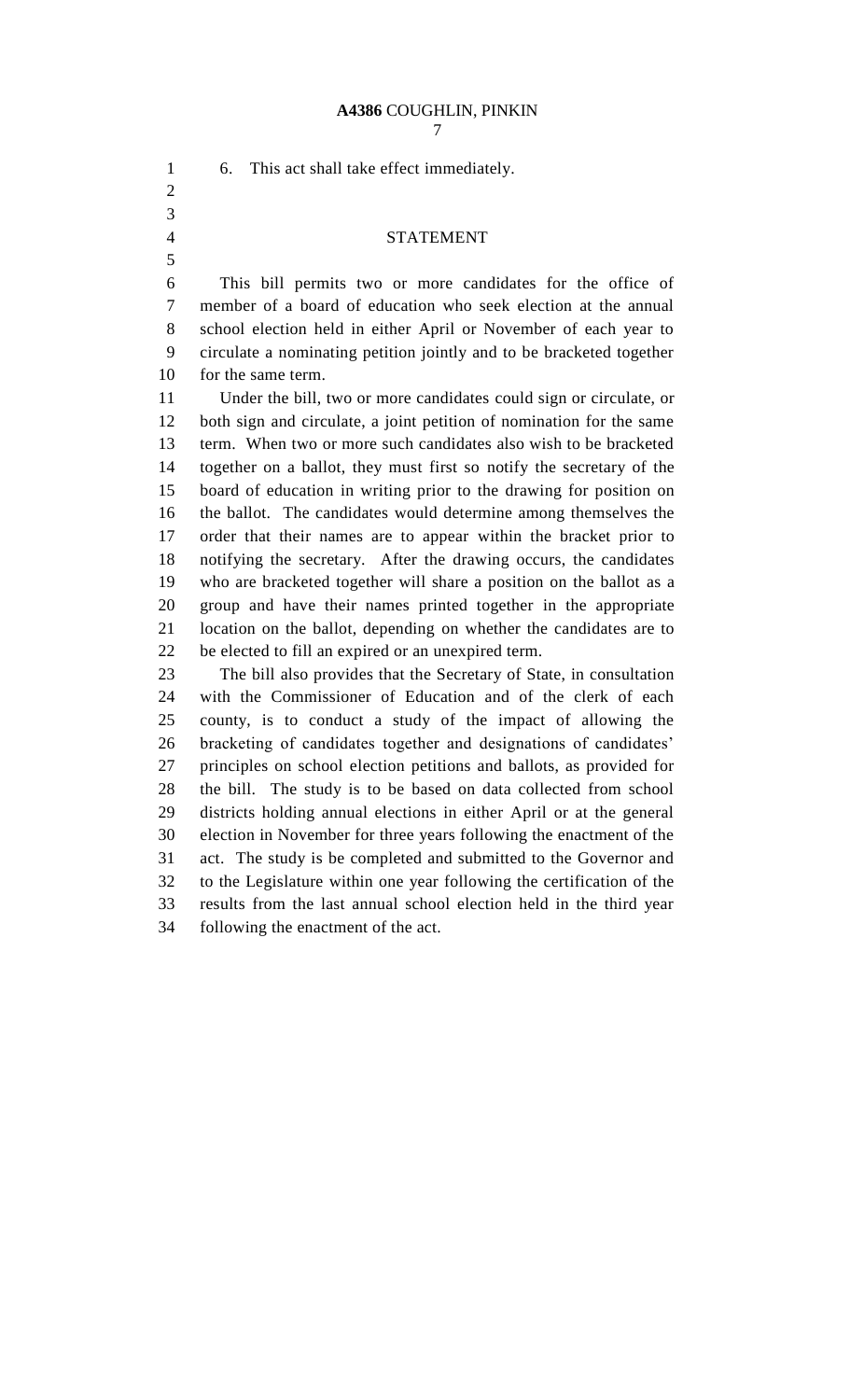6. This act shall take effect immediately.

## STATEMENT

This bill permits two or more candidates for the office of member of a board of education who seek election at the annual school election held in either April or November of each year to circulate a nominating petition jointly and to be bracketed together for the same term.

Under the bill, two or more candidates could sign or circulate, or both sign and circulate, a joint petition of nomination for the same term. When two or more such candidates also wish to be bracketed together on a ballot, they must first so notify the secretary of the board of education in writing prior to the drawing for position on the ballot. The candidates would determine among themselves the order that their names are to appear within the bracket prior to notifying the secretary. After the drawing occurs, the candidates who are bracketed together will share a position on the ballot as a group and have their names printed together in the appropriate location on the ballot, depending on whether the candidates are to be elected to fill an expired or an unexpired term.

The bill also provides that the Secretary of State, in consultation with the Commissioner of Education and of the clerk of each county, is to conduct a study of the impact of allowing the bracketing of candidates together and designations of candidates' principles on school election petitions and ballots, as provided for the bill. The study is to be based on data collected from school districts holding annual elections in either April or at the general election in November for three years following the enactment of the act. The study is be completed and submitted to the Governor and to the Legislature within one year following the certification of the results from the last annual school election held in the third year following the enactment of the act.